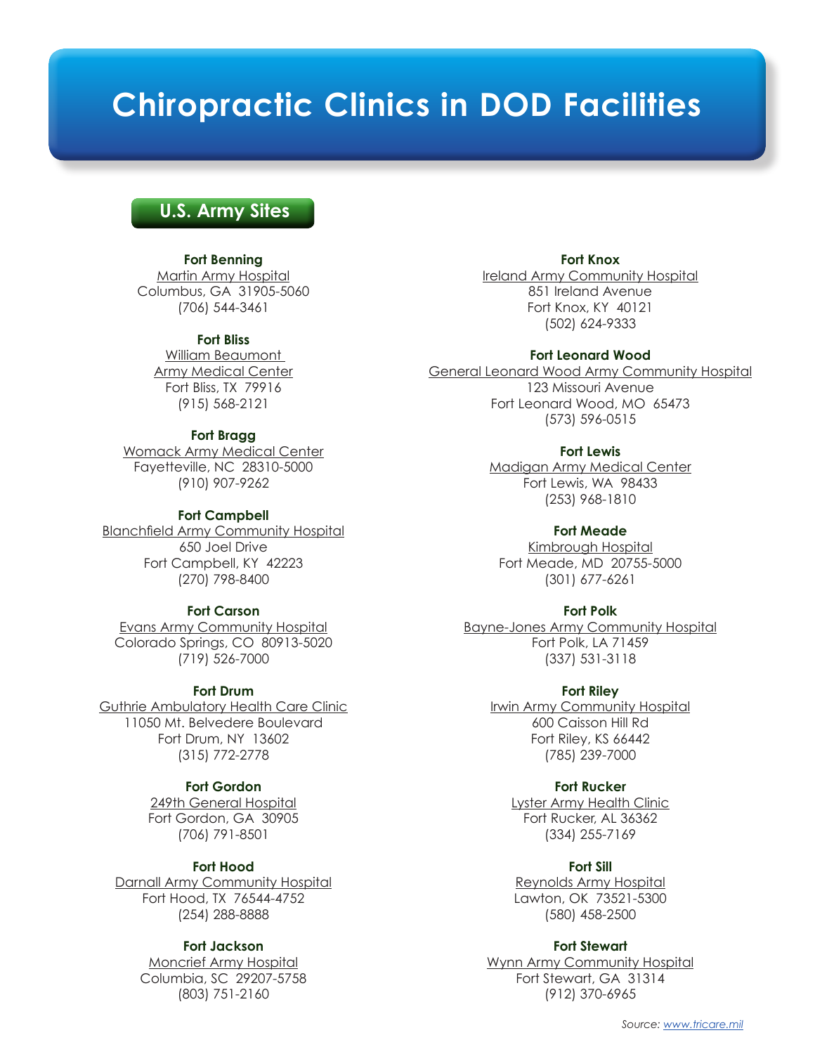# Chiropractic Clinics in DOD Facilities

## U.S. Army Sites

**Fort Benning**
Martin Army Hospital
Columbus, GA 31905-5060
(706) 544-3461

**Fort Bliss**
William Beaumont Army Medical Center
Fort Bliss, TX 79916
(915) 568-2121

**Fort Bragg**
Womack Army Medical Center
Fayetteville, NC 28310-5000
(910) 907-9262

**Fort Campbell**
Blanchfield Army Community Hospital
650 Joel Drive
Fort Campbell, KY 42223
(270) 798-8400

**Fort Carson**
Evans Army Community Hospital
Colorado Springs, CO 80913-5020
(719) 526-7000

**Fort Drum**
Guthrie Ambulatory Health Care Clinic
11050 Mt. Belvedere Boulevard
Fort Drum, NY 13602
(315) 772-2778

**Fort Gordon**
249th General Hospital
Fort Gordon, GA 30905
(706) 791-8501

**Fort Hood**
Darnall Army Community Hospital
Fort Hood, TX 76544-4752
(254) 288-8888

**Fort Jackson**
Moncrief Army Hospital
Columbia, SC 29207-5758
(803) 751-2160

**Fort Knox**
Ireland Army Community Hospital
851 Ireland Avenue
Fort Knox, KY 40121
(502) 624-9333

**Fort Leonard Wood**
General Leonard Wood Army Community Hospital
123 Missouri Avenue
Fort Leonard Wood, MO 65473
(573) 596-0515

**Fort Lewis**
Madigan Army Medical Center
Fort Lewis, WA 98433
(253) 968-1810

**Fort Meade**
Kimbrough Hospital
Fort Meade, MD 20755-5000
(301) 677-6261

**Fort Polk**
Bayne-Jones Army Community Hospital
Fort Polk, LA 71459
(337) 531-3118

**Fort Riley**
Irwin Army Community Hospital
600 Caisson Hill Rd
Fort Riley, KS 66442
(785) 239-7000

**Fort Rucker**
Lyster Army Health Clinic
Fort Rucker, AL 36362
(334) 255-7169

**Fort Sill**
Reynolds Army Hospital
Lawton, OK 73521-5300
(580) 458-2500

**Fort Stewart**
Wynn Army Community Hospital
Fort Stewart, GA 31314
(912) 370-6965

*Source: www.tricare.mil*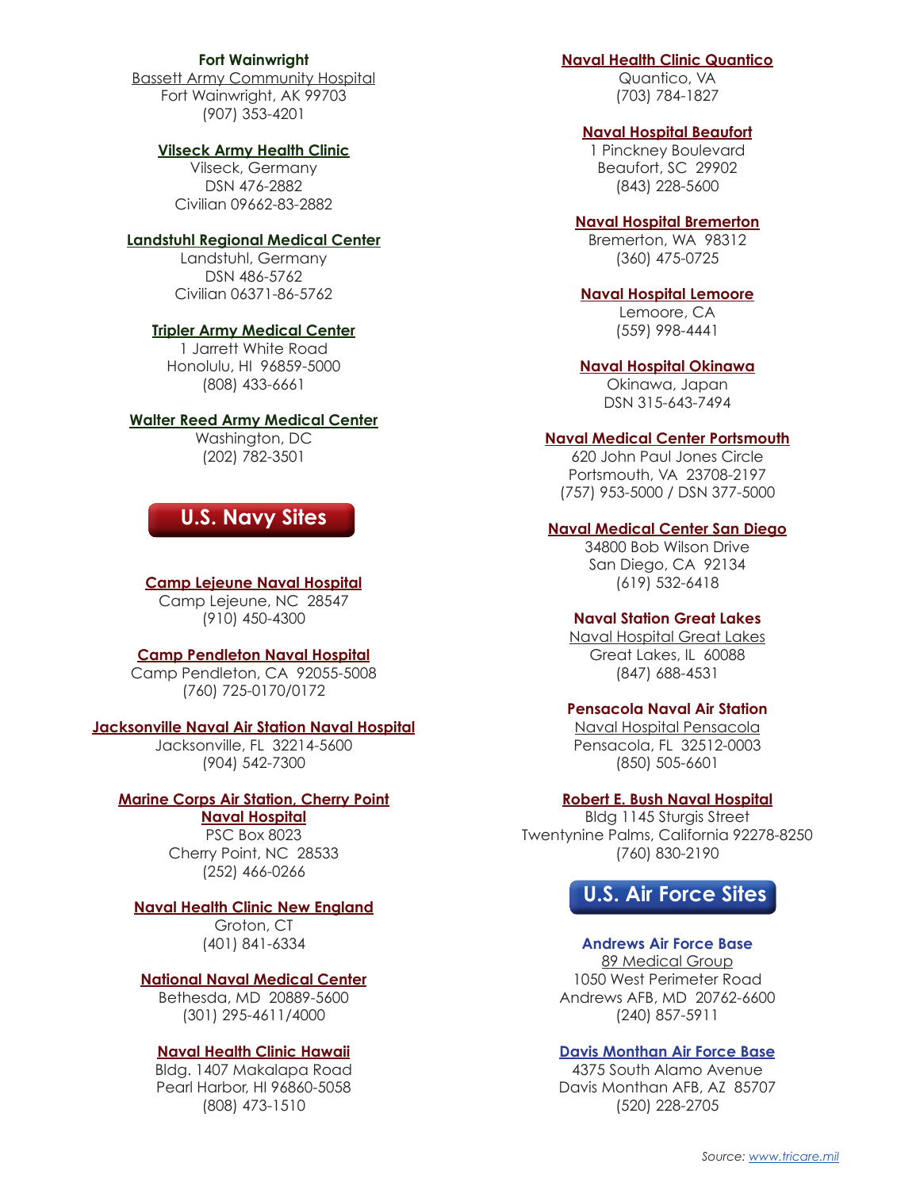**Fort Wainwright**
Bassett Army Community Hospital
Fort Wainwright, AK 99703
(907) 353-4201

**Vilseck Army Health Clinic**
Vilseck, Germany
DSN 476-2882
Civilian 09662-83-2882

**Landstuhl Regional Medical Center**
Landstuhl, Germany
DSN 486-5762
Civilian 06371-86-5762

**Tripler Army Medical Center**
1 Jarrett White Road
Honolulu, HI 96859-5000
(808) 433-6661

**Walter Reed Army Medical Center**
Washington, DC
(202) 782-3501

## U.S. Navy Sites

**Camp Lejeune Naval Hospital**
Camp Lejeune, NC 28547
(910) 450-4300

**Camp Pendleton Naval Hospital**
Camp Pendleton, CA 92055-5008
(760) 725-0170/0172

**Jacksonville Naval Air Station Naval Hospital**
Jacksonville, FL 32214-5600
(904) 542-7300

**Marine Corps Air Station, Cherry Point Naval Hospital**
PSC Box 8023
Cherry Point, NC 28533
(252) 466-0266

**Naval Health Clinic New England**
Groton, CT
(401) 841-6334

**National Naval Medical Center**
Bethesda, MD 20889-5600
(301) 295-4611/4000

**Naval Health Clinic Hawaii**
Bldg. 1407 Makalapa Road
Pearl Harbor, HI 96860-5058
(808) 473-1510

**Naval Health Clinic Quantico**
Quantico, VA
(703) 784-1827

**Naval Hospital Beaufort**
1 Pinckney Boulevard
Beaufort, SC 29902
(843) 228-5600

**Naval Hospital Bremerton**
Bremerton, WA 98312
(360) 475-0725

**Naval Hospital Lemoore**
Lemoore, CA
(559) 998-4441

**Naval Hospital Okinawa**
Okinawa, Japan
DSN 315-643-7494

**Naval Medical Center Portsmouth**
620 John Paul Jones Circle
Portsmouth, VA 23708-2197
(757) 953-5000 / DSN 377-5000

**Naval Medical Center San Diego**
34800 Bob Wilson Drive
San Diego, CA 92134
(619) 532-6418

**Naval Station Great Lakes**
Naval Hospital Great Lakes
Great Lakes, IL 60088
(847) 688-4531

**Pensacola Naval Air Station**
Naval Hospital Pensacola
Pensacola, FL 32512-0003
(850) 505-6601

**Robert E. Bush Naval Hospital**
Bldg 1145 Sturgis Street
Twentynine Palms, California 92278-8250
(760) 830-2190

## U.S. Air Force Sites

**Andrews Air Force Base**
89 Medical Group
1050 West Perimeter Road
Andrews AFB, MD 20762-6600
(240) 857-5911

**Davis Montham Air Force Base**
4375 South Alamo Avenue
Davis Monthan AFB, AZ 85707
(520) 228-2705

*Source: www.tricare.mil*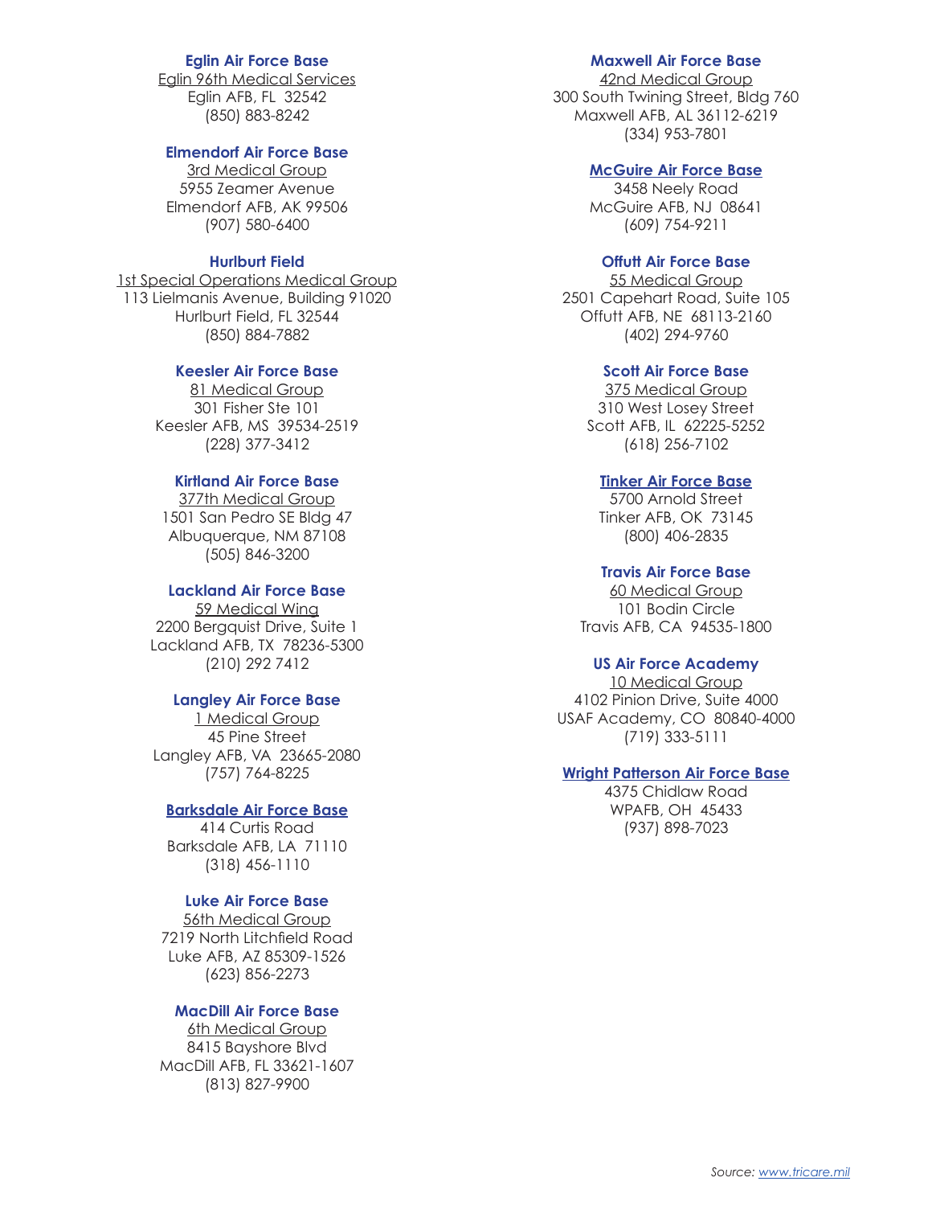**Eglin Air Force Base**
Eglin 96th Medical Services
Eglin AFB, FL 32542
(850) 883-8242

**Elmendorf Air Force Base**
3rd Medical Group
5955 Zeamer Avenue
Elmendorf AFB, AK 99506
(907) 580-6400

**Hurlburt Field**
1st Special Operations Medical Group
113 Lielmanis Avenue, Building 91020
Hurlburt Field, FL 32544
(850) 884-7882

**Keesler Air Force Base**
81 Medical Group
301 Fisher Ste 101
Keesler AFB, MS 39534-2519
(228) 377-3412

**Kirtland Air Force Base**
377th Medical Group
1501 San Pedro SE Bldg 47
Albuquerque, NM 87108
(505) 846-3200

**Lackland Air Force Base**
59 Medical Wing
2200 Bergquist Drive, Suite 1
Lackland AFB, TX 78236-5300
(210) 292 7412

**Langley Air Force Base**
1 Medical Group
45 Pine Street
Langley AFB, VA 23665-2080
(757) 764-8225

**Barksdale Air Force Base**
414 Curtis Road
Barksdale AFB, LA 71110
(318) 456-1110

**Luke Air Force Base**
56th Medical Group
7219 North Litchfield Road
Luke AFB, AZ 85309-1526
(623) 856-2273

**MacDill Air Force Base**
6th Medical Group
8415 Bayshore Blvd
MacDill AFB, FL 33621-1607
(813) 827-9900

**Maxwell Air Force Base**
42nd Medical Group
300 South Twining Street, Bldg 760
Maxwell AFB, AL 36112-6219
(334) 953-7801

**McGuire Air Force Base**
3458 Neely Road
McGuire AFB, NJ 08641
(609) 754-9211

**Offutt Air Force Base**
55 Medical Group
2501 Capehart Road, Suite 105
Offutt AFB, NE 68113-2160
(402) 294-9760

**Scott Air Force Base**
375 Medical Group
310 West Losey Street
Scott AFB, IL 62225-5252
(618) 256-7102

**Tinker Air Force Base**
5700 Arnold Street
Tinker AFB, OK 73145
(800) 406-2835

**Travis Air Force Base**
60 Medical Group
101 Bodin Circle
Travis AFB, CA 94535-1800

**US Air Force Academy**
10 Medical Group
4102 Pinion Drive, Suite 4000
USAF Academy, CO 80840-4000
(719) 333-5111

**Wright Patterson Air Force Base**
4375 Chidlaw Road
WPAFB, OH 45433
(937) 898-7023

*Source: www.tricare.mil*